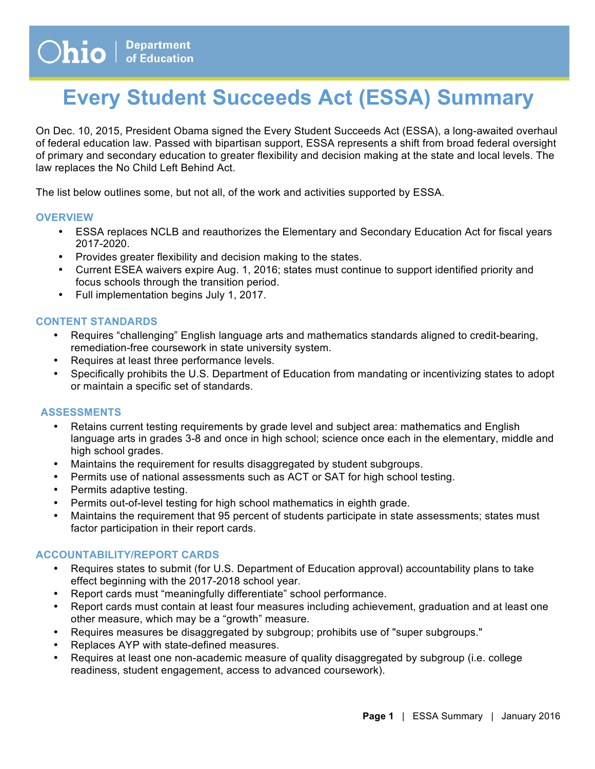Ohio | Department of Education

# Every Student Succeeds Act (ESSA) Summary

On Dec. 10, 2015, President Obama signed the Every Student Succeeds Act (ESSA), a long-awaited overhaul of federal education law. Passed with bipartisan support, ESSA represents a shift from broad federal oversight of primary and secondary education to greater flexibility and decision making at the state and local levels. The law replaces the No Child Left Behind Act.

The list below outlines some, but not all, of the work and activities supported by ESSA.

## OVERVIEW

- ESSA replaces NCLB and reauthorizes the Elementary and Secondary Education Act for fiscal years 2017-2020.
- Provides greater flexibility and decision making to the states.
- Current ESEA waivers expire Aug. 1, 2016; states must continue to support identified priority and focus schools through the transition period.
- Full implementation begins July 1, 2017.

## CONTENT STANDARDS

- Requires "challenging" English language arts and mathematics standards aligned to credit-bearing, remediation-free coursework in state university system.
- Requires at least three performance levels.
- Specifically prohibits the U.S. Department of Education from mandating or incentivizing states to adopt or maintain a specific set of standards.

## ASSESSMENTS

- Retains current testing requirements by grade level and subject area: mathematics and English language arts in grades 3-8 and once in high school; science once each in the elementary, middle and high school grades.
- Maintains the requirement for results disaggregated by student subgroups.
- Permits use of national assessments such as ACT or SAT for high school testing.
- Permits adaptive testing.
- Permits out-of-level testing for high school mathematics in eighth grade.
- Maintains the requirement that 95 percent of students participate in state assessments; states must factor participation in their report cards.

## ACCOUNTABILITY/REPORT CARDS

- Requires states to submit (for U.S. Department of Education approval) accountability plans to take effect beginning with the 2017-2018 school year.
- Report cards must "meaningfully differentiate" school performance.
- Report cards must contain at least four measures including achievement, graduation and at least one other measure, which may be a "growth" measure.
- Requires measures be disaggregated by subgroup; prohibits use of "super subgroups."
- Replaces AYP with state-defined measures.
- Requires at least one non-academic measure of quality disaggregated by subgroup (i.e. college readiness, student engagement, access to advanced coursework).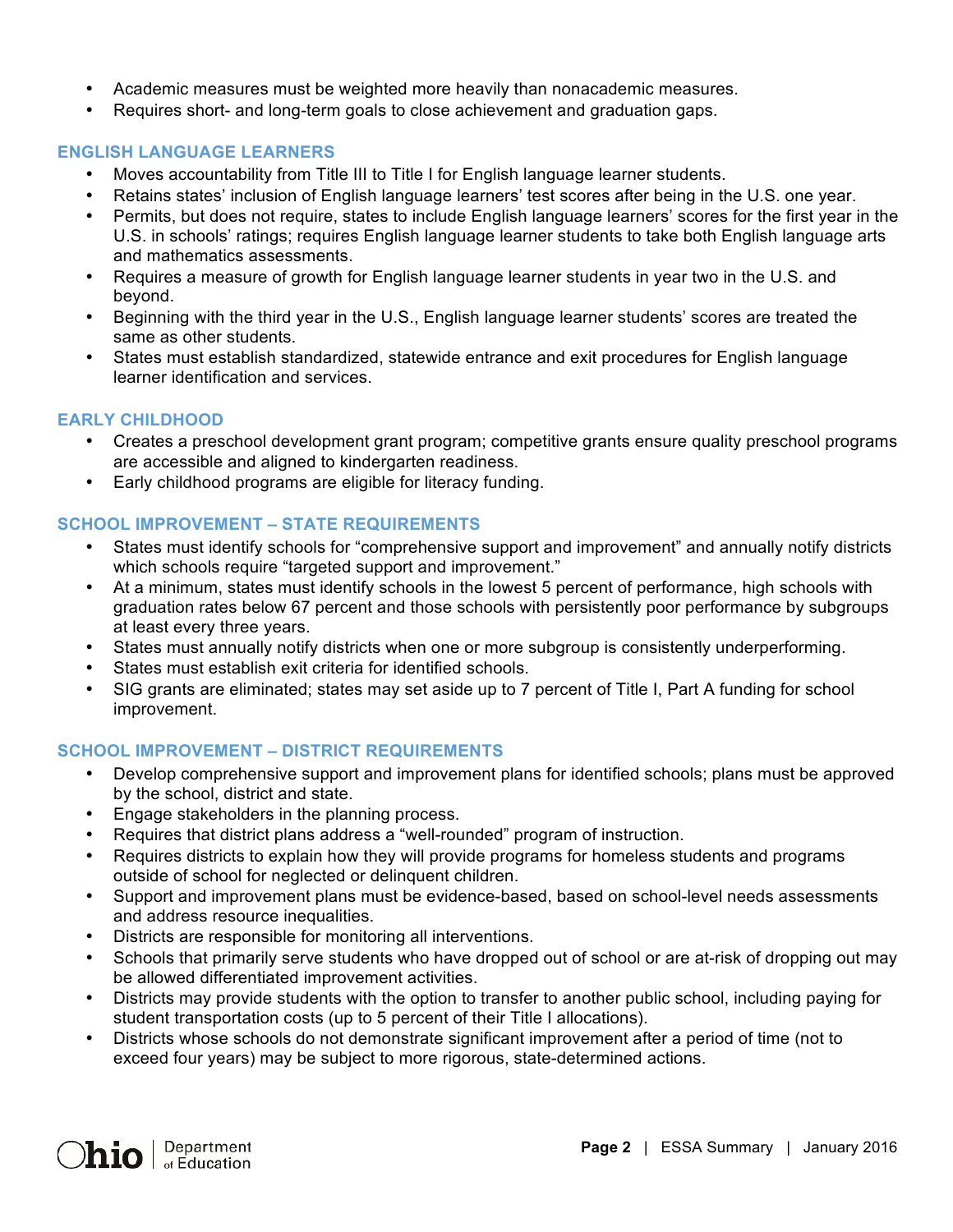- Academic measures must be weighted more heavily than nonacademic measures.
- Requires short- and long-term goals to close achievement and graduation gaps.

### ENGLISH LANGUAGE LEARNERS

- Moves accountability from Title III to Title I for English language learner students.
- Retains states' inclusion of English language learners' test scores after being in the U.S. one year.
- Permits, but does not require, states to include English language learners' scores for the first year in the U.S. in schools' ratings; requires English language learner students to take both English language arts and mathematics assessments.
- Requires a measure of growth for English language learner students in year two in the U.S. and beyond.
- Beginning with the third year in the U.S., English language learner students' scores are treated the same as other students.
- States must establish standardized, statewide entrance and exit procedures for English language learner identification and services.

### EARLY CHILDHOOD

- Creates a preschool development grant program; competitive grants ensure quality preschool programs are accessible and aligned to kindergarten readiness.
- Early childhood programs are eligible for literacy funding.

### SCHOOL IMPROVEMENT – STATE REQUIREMENTS

- States must identify schools for "comprehensive support and improvement" and annually notify districts which schools require "targeted support and improvement."
- At a minimum, states must identify schools in the lowest 5 percent of performance, high schools with graduation rates below 67 percent and those schools with persistently poor performance by subgroups at least every three years.
- States must annually notify districts when one or more subgroup is consistently underperforming.
- States must establish exit criteria for identified schools.
- SIG grants are eliminated; states may set aside up to 7 percent of Title I, Part A funding for school improvement.

### SCHOOL IMPROVEMENT – DISTRICT REQUIREMENTS

- Develop comprehensive support and improvement plans for identified schools; plans must be approved by the school, district and state.
- Engage stakeholders in the planning process.
- Requires that district plans address a "well-rounded" program of instruction.
- Requires districts to explain how they will provide programs for homeless students and programs outside of school for neglected or delinquent children.
- Support and improvement plans must be evidence-based, based on school-level needs assessments and address resource inequalities.
- Districts are responsible for monitoring all interventions.
- Schools that primarily serve students who have dropped out of school or are at-risk of dropping out may be allowed differentiated improvement activities.
- Districts may provide students with the option to transfer to another public school, including paying for student transportation costs (up to 5 percent of their Title I allocations).
- Districts whose schools do not demonstrate significant improvement after a period of time (not to exceed four years) may be subject to more rigorous, state-determined actions.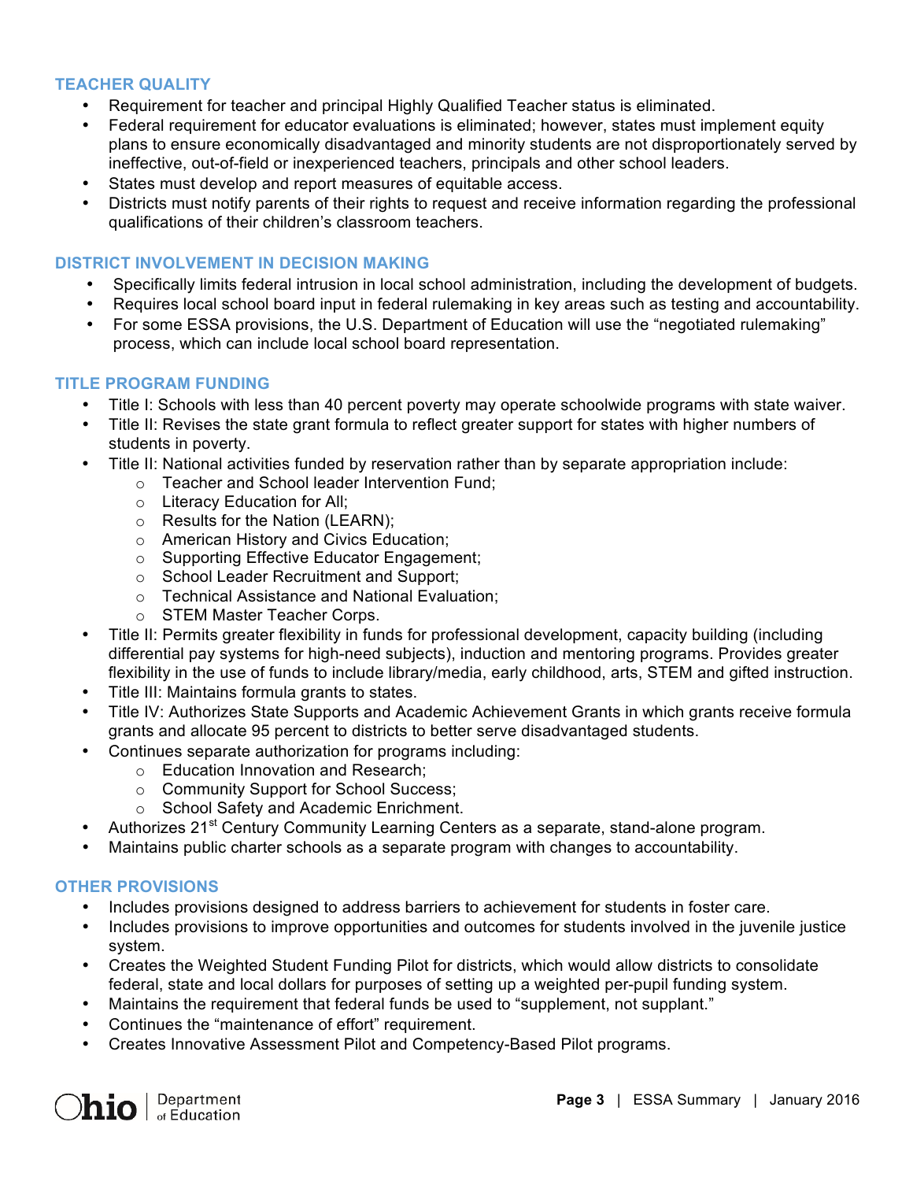## TEACHER QUALITY

- Requirement for teacher and principal Highly Qualified Teacher status is eliminated.
- Federal requirement for educator evaluations is eliminated; however, states must implement equity plans to ensure economically disadvantaged and minority students are not disproportionately served by ineffective, out-of-field or inexperienced teachers, principals and other school leaders.
- States must develop and report measures of equitable access.
- Districts must notify parents of their rights to request and receive information regarding the professional qualifications of their children's classroom teachers.

## DISTRICT INVOLVEMENT IN DECISION MAKING

- Specifically limits federal intrusion in local school administration, including the development of budgets.
- Requires local school board input in federal rulemaking in key areas such as testing and accountability.
- For some ESSA provisions, the U.S. Department of Education will use the "negotiated rulemaking" process, which can include local school board representation.

## TITLE PROGRAM FUNDING

- Title I: Schools with less than 40 percent poverty may operate schoolwide programs with state waiver.
- Title II: Revises the state grant formula to reflect greater support for states with higher numbers of students in poverty.
- Title II: National activities funded by reservation rather than by separate appropriation include:
    - Teacher and School leader Intervention Fund;
    - Literacy Education for All;
    - Results for the Nation (LEARN);
    - American History and Civics Education;
    - Supporting Effective Educator Engagement;
    - School Leader Recruitment and Support;
    - Technical Assistance and National Evaluation;
    - STEM Master Teacher Corps.
- Title II: Permits greater flexibility in funds for professional development, capacity building (including differential pay systems for high-need subjects), induction and mentoring programs. Provides greater flexibility in the use of funds to include library/media, early childhood, arts, STEM and gifted instruction.
- Title III: Maintains formula grants to states.
- Title IV: Authorizes State Supports and Academic Achievement Grants in which grants receive formula grants and allocate 95 percent to districts to better serve disadvantaged students.
- Continues separate authorization for programs including:
    - Education Innovation and Research;
    - Community Support for School Success;
    - School Safety and Academic Enrichment.
- Authorizes 21st Century Community Learning Centers as a separate, stand-alone program.
- Maintains public charter schools as a separate program with changes to accountability.

## OTHER PROVISIONS

- Includes provisions designed to address barriers to achievement for students in foster care.
- Includes provisions to improve opportunities and outcomes for students involved in the juvenile justice system.
- Creates the Weighted Student Funding Pilot for districts, which would allow districts to consolidate federal, state and local dollars for purposes of setting up a weighted per-pupil funding system.
- Maintains the requirement that federal funds be used to "supplement, not supplant."
- Continues the "maintenance of effort" requirement.
- Creates Innovative Assessment Pilot and Competency-Based Pilot programs.